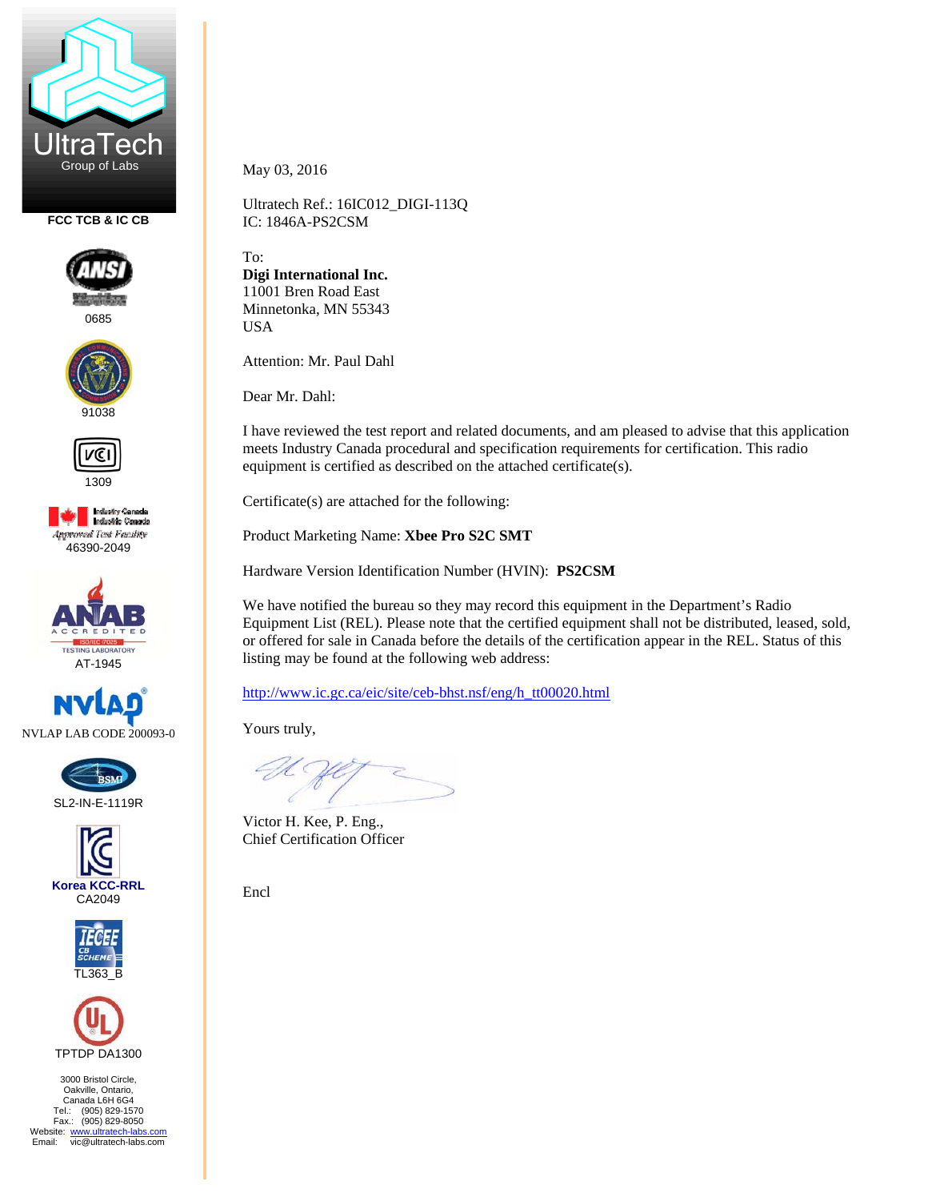UltraTech
Group of Labs

FCC TCB & IC CB

0685

91038

1309

Industry Canada
Industrie Canada
Approved Test Facility
46390-2049

ANAB
ACCREDITED
ISO/IEC 17025
TESTING LABORATORY
AT-1945

NVLAP LAB CODE 200093-0

SL2-IN-E-1119R

Korea KCC-RRL
CA2049

TL363_B

TPTDP DA1300

3000 Bristol Circle,
Oakville, Ontario,
Canada L6H 6G4
Tel.: (905) 829-1570
Fax.: (905) 829-8050
Website: www.ultratech-labs.com
Email: vic@ultratech-labs.com

May 03, 2016

Ultratech Ref.: 16IC012_DIGI-113Q
IC: 1846A-PS2CSM

To:
**Digi International Inc.**
11001 Bren Road East
Minnetonka, MN 55343
USA

Attention: Mr. Paul Dahl

Dear Mr. Dahl:

I have reviewed the test report and related documents, and am pleased to advise that this application meets Industry Canada procedural and specification requirements for certification. This radio equipment is certified as described on the attached certificate(s).

Certificate(s) are attached for the following:

Product Marketing Name: **Xbee Pro S2C SMT**

Hardware Version Identification Number (HVIN): **PS2CSM**

We have notified the bureau so they may record this equipment in the Department's Radio Equipment List (REL). Please note that the certified equipment shall not be distributed, leased, sold, or offered for sale in Canada before the details of the certification appear in the REL. Status of this listing may be found at the following web address:

http://www.ic.gc.ca/eic/site/ceb-bhst.nsf/eng/h_tt00020.html

Yours truly,

Victor H. Kee, P. Eng.,
Chief Certification Officer

Encl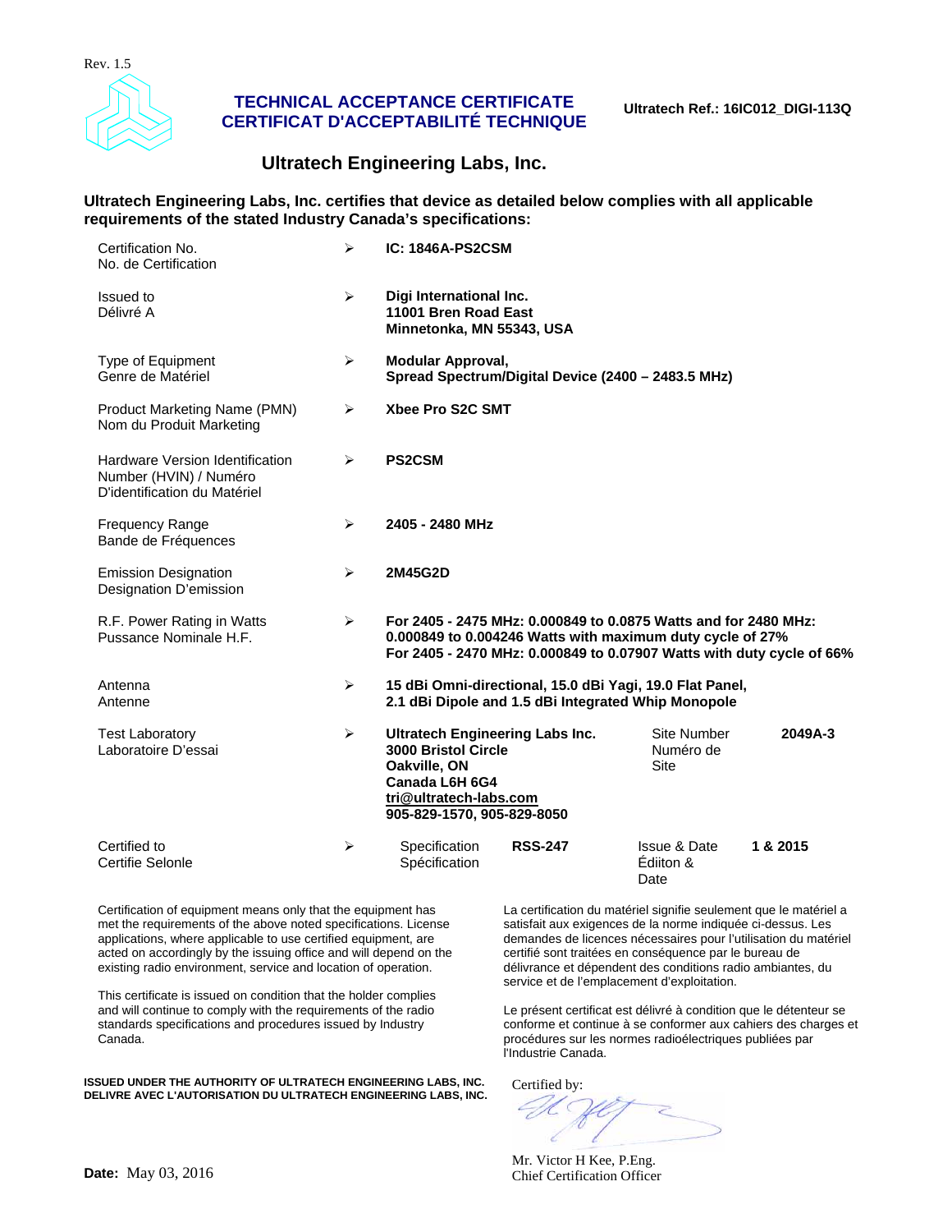Rev. 1.5

# TECHNICAL ACCEPTANCE CERTIFICATE
# CERTIFICAT D'ACCEPTABILITÉ TECHNIQUE

**Ultratech Ref.: 16IC012_DIGI-113Q**

## Ultratech Engineering Labs, Inc.

**Ultratech Engineering Labs, Inc. certifies that device as detailed below complies with all applicable requirements of the stated Industry Canada's specifications:**

| | | |
|---|---|---|
| Certification No.<br>No. de Certification | ➢ | **IC: 1846A-PS2CSM** |
| Issued to<br>Délivré A | ➢ | **Digi International Inc.<br>11001 Bren Road East<br>Minnetonka, MN 55343, USA** |
| Type of Equipment<br>Genre de Matériel | ➢ | **Modular Approval,<br>Spread Spectrum/Digital Device (2400 – 2483.5 MHz)** |
| Product Marketing Name (PMN)<br>Nom du Produit Marketing | ➢ | **Xbee Pro S2C SMT** |
| Hardware Version Identification Number (HVIN) / Numéro D'identification du Matériel | ➢ | **PS2CSM** |
| Frequency Range<br>Bande de Fréquences | ➢ | **2405 - 2480 MHz** |
| Emission Designation<br>Designation D'emission | ➢ | **2M45G2D** |
| R.F. Power Rating in Watts<br>Pussance Nominale H.F. | ➢ | **For 2405 - 2475 MHz: 0.000849 to 0.0875 Watts and for 2480 MHz: 0.000849 to 0.004246 Watts with maximum duty cycle of 27%<br>For 2405 - 2470 MHz: 0.000849 to 0.07907 Watts with duty cycle of 66%** |
| Antenna<br>Antenne | ➢ | **15 dBi Omni-directional, 15.0 dBi Yagi, 19.0 Flat Panel,<br>2.1 dBi Dipole and 1.5 dBi Integrated Whip Monopole** |
| Test Laboratory<br>Laboratoire D'essai | ➢ | **Ultratech Engineering Labs Inc.<br>3000 Bristol Circle<br>Oakville, ON<br>Canada L6H 6G4<br>tri@ultratech-labs.com<br>905-829-1570, 905-829-8050**<br>Site Number / Numéro de Site: **2049A-3** |
| Certified to<br>Certifie Selonle | ➢ | Specification / Spécification: **RSS-247**<br>Issue & Date / Édiiton & Date: **1 & 2015** |

Certification of equipment means only that the equipment has met the requirements of the above noted specifications. License applications, where applicable to use certified equipment, are acted on accordingly by the issuing office and will depend on the existing radio environment, service and location of operation.

This certificate is issued on condition that the holder complies and will continue to comply with the requirements of the radio standards specifications and procedures issued by Industry Canada.

La certification du matériel signifie seulement que le matériel a satisfait aux exigences de la norme indiquée ci-dessus. Les demandes de licences nécessaires pour l'utilisation du matériel certifié sont traitées en conséquence par le bureau de délivrance et dépendent des conditions radio ambiantes, du service et de l'emplacement d'exploitation.

Le présent certificat est délivré à condition que le détenteur se conforme et continue à se conformer aux cahiers des charges et procédures sur les normes radioélectriques publiées par l'Industrie Canada.

**ISSUED UNDER THE AUTHORITY OF ULTRATECH ENGINEERING LABS, INC.
DELIVRE AVEC L'AUTORISATION DU ULTRATECH ENGINEERING LABS, INC.**

Certified by:

Mr. Victor H Kee, P.Eng.
Chief Certification Officer

**Date:** May 03, 2016